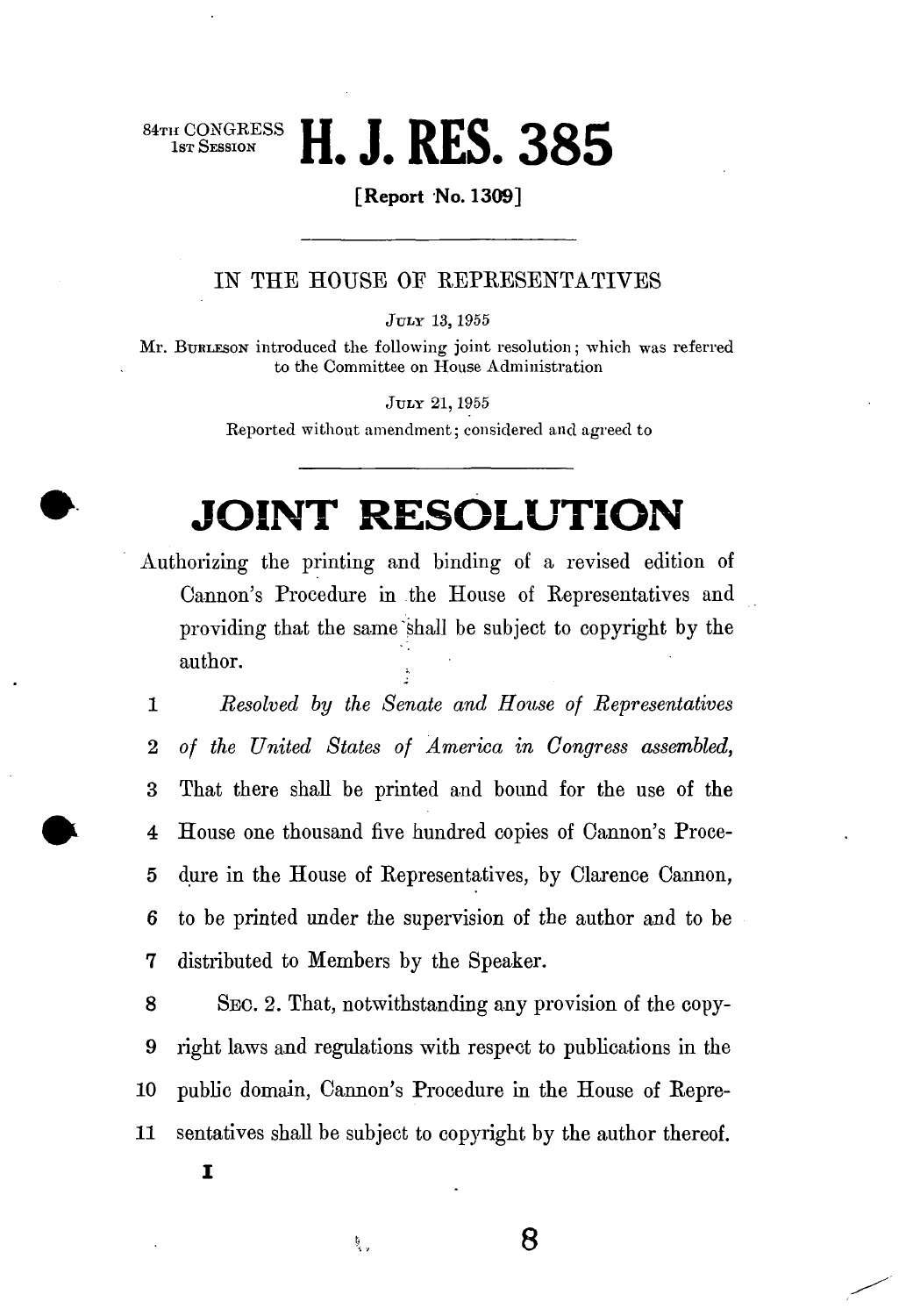84TH CONGRESS
1ST SESSION

# H. J. RES. 385

**[Report No. 1309]**

---

IN THE HOUSE OF REPRESENTATIVES

JULY 13, 1955

Mr. BURLESON introduced the following joint resolution; which was referred to the Committee on House Administration

JULY 21, 1955

Reported without amendment; considered and agreed to

---

# JOINT RESOLUTION

Authorizing the printing and binding of a revised edition of Cannon's Procedure in the House of Representatives and providing that the same shall be subject to copyright by the author.

1 *Resolved by the Senate and House of Representatives*
2 *of the United States of America in Congress assembled,*
3 That there shall be printed and bound for the use of the
4 House one thousand five hundred copies of Cannon's Proce-
5 dure in the House of Representatives, by Clarence Cannon,
6 to be printed under the supervision of the author and to be
7 distributed to Members by the Speaker.
8 SEC. 2. That, notwithstanding any provision of the copy-
9 right laws and regulations with respect to publications in the
10 public domain, Cannon's Procedure in the House of Repre-
11 sentatives shall be subject to copyright by the author thereof.

I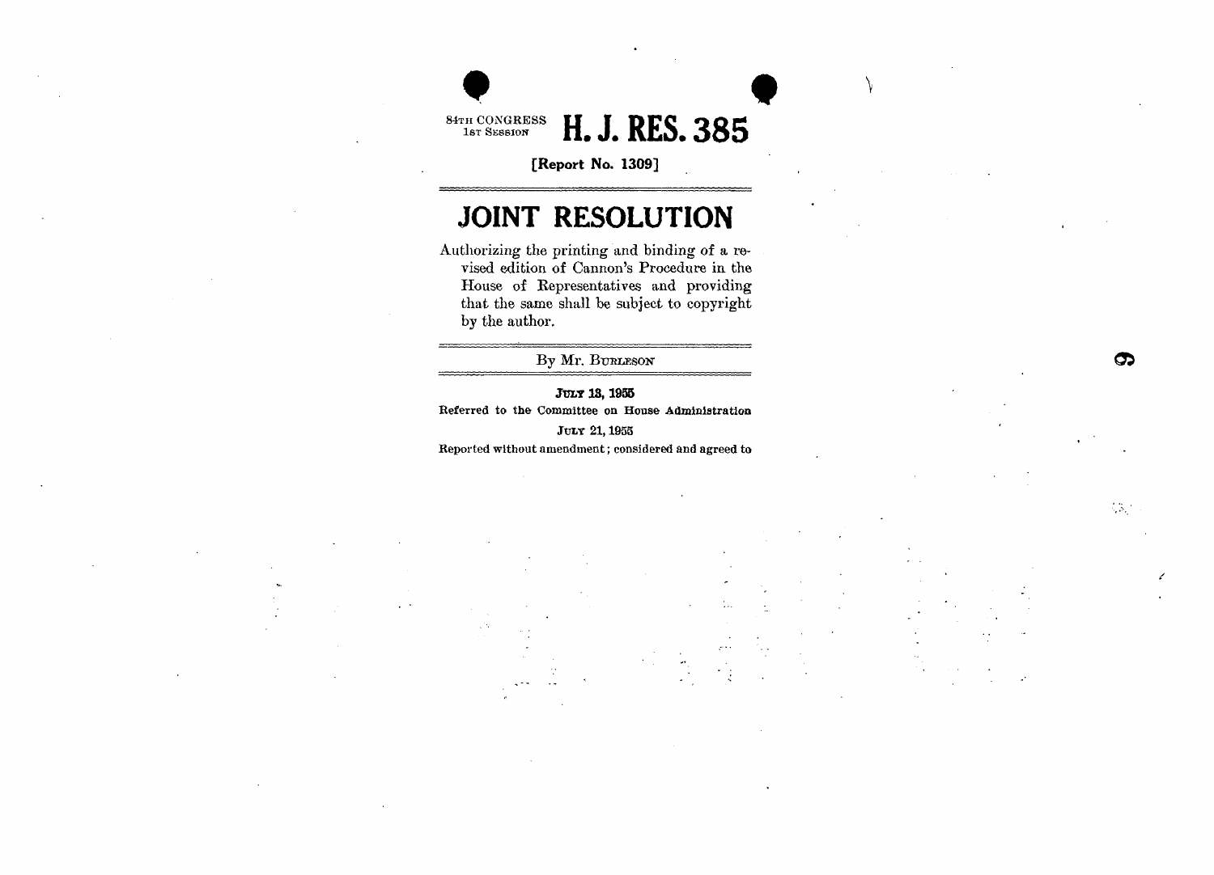84TH CONGRESS
1ST SESSION

# H. J. RES. 385

**[Report No. 1309]**

---

# JOINT RESOLUTION

Authorizing the printing and binding of a revised edition of Cannon's Procedure in the House of Representatives and providing that the same shall be subject to copyright by the author.

---

By Mr. BURLESON

---

**JULY 13, 1955**

Referred to the Committee on House Administration

JULY 21, 1955

Reported without amendment; considered and agreed to